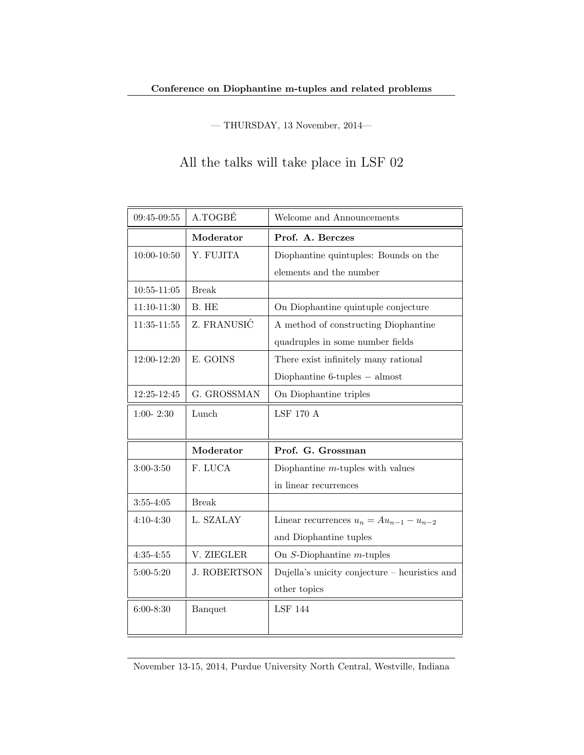**Conference on Diophantine m-tuples and related problems**

— THURSDAY, 13 November, 2014—

## All the talks will take place in LSF 02

| | | |
|---|---|---|
| 09:45-09:55 | A.TOGBÉ | Welcome and Announcements |
| | **Moderator** | **Prof. A. Berczes** |
| 10:00-10:50 | Y. FUJITA | Diophantine quintuples: Bounds on the elements and the number |
| 10:55-11:05 | Break | |
| 11:10-11:30 | B. HE | On Diophantine quintuple conjecture |
| 11:35-11:55 | Z. FRANUSIĆ | A method of constructing Diophantine quadruples in some number fields |
| 12:00-12:20 | E. GOINS | There exist infinitely many rational Diophantine 6-tuples − almost |
| 12:25-12:45 | G. GROSSMAN | On Diophantine triples |
| 1:00- 2:30 | Lunch | LSF 170 A |
| | **Moderator** | **Prof. G. Grossman** |
| 3:00-3:50 | F. LUCA | Diophantine $m$-tuples with values in linear recurrences |
| 3:55-4:05 | Break | |
| 4:10-4:30 | L. SZALAY | Linear recurrences $u_n = Au_{n-1} - u_{n-2}$ and Diophantine tuples |
| 4:35-4:55 | V. ZIEGLER | On $S$-Diophantine $m$-tuples |
| 5:00-5:20 | J. ROBERTSON | Dujella's unicity conjecture – heuristics and other topics |
| 6:00-8:30 | Banquet | LSF 144 |

November 13-15, 2014, Purdue University North Central, Westville, Indiana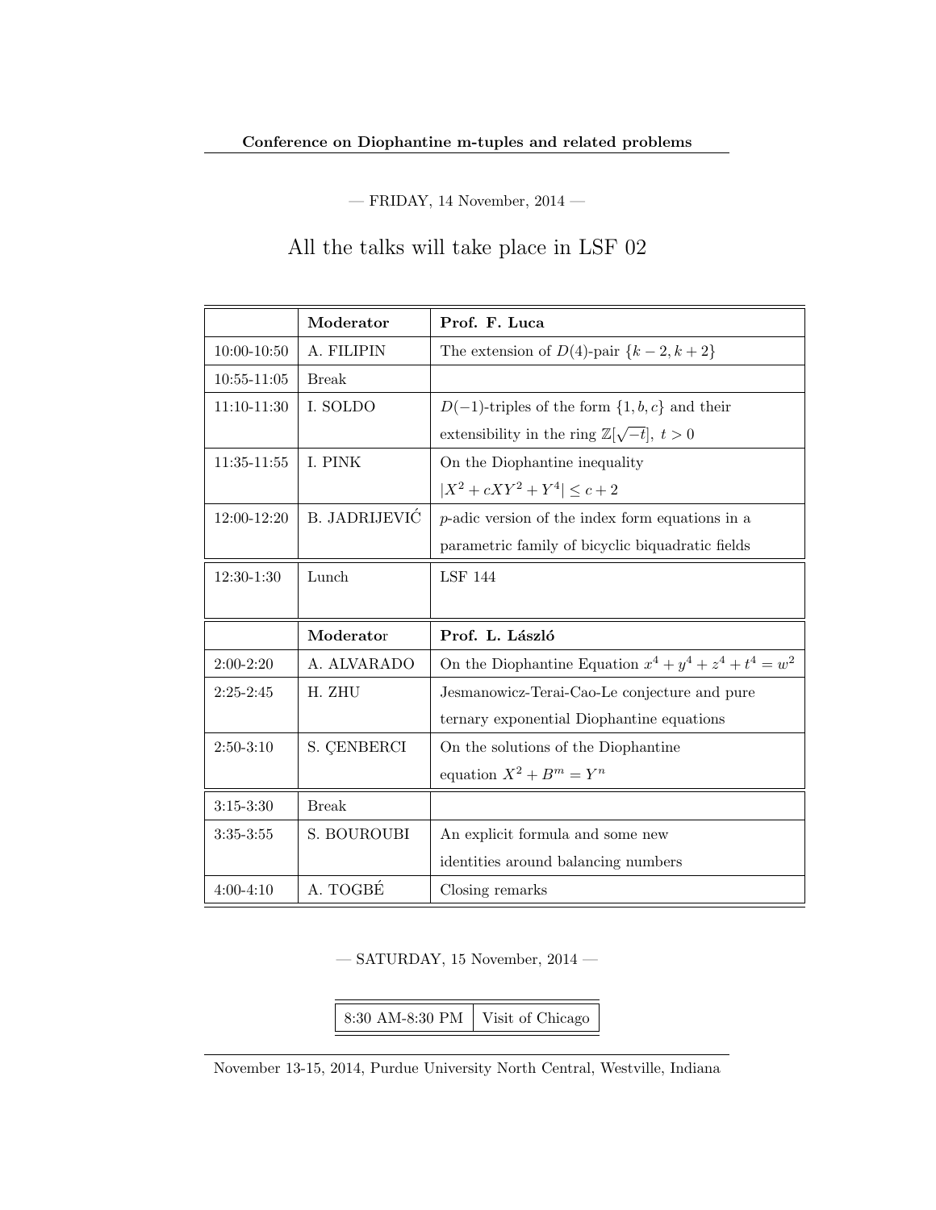— FRIDAY, 14 November, 2014 —

## All the talks will take place in LSF 02

| | **Moderator** | **Prof. F. Luca** |
|---|---|---|
| 10:00-10:50 | A. FILIPIN | The extension of $D(4)$-pair $\{k-2, k+2\}$ |
| 10:55-11:05 | Break | |
| 11:10-11:30 | I. SOLDO | $D(-1)$-triples of the form $\{1, b, c\}$ and their extensibility in the ring $\mathbb{Z}[\sqrt{-t}],\ t > 0$ |
| 11:35-11:55 | I. PINK | On the Diophantine inequality $\lvert X^2 + cXY^2 + Y^4 \rvert \leq c + 2$ |
| 12:00-12:20 | B. JADRIJEVIĆ | $p$-adic version of the index form equations in a parametric family of bicyclic biquadratic fields |
| 12:30-1:30 | Lunch | LSF 144 |
| | **Moderator** | **Prof. L. László** |
| 2:00-2:20 | A. ALVARADO | On the Diophantine Equation $x^4 + y^4 + z^4 + t^4 = w^2$ |
| 2:25-2:45 | H. ZHU | Jesmanowicz-Terai-Cao-Le conjecture and pure ternary exponential Diophantine equations |
| 2:50-3:10 | S. ÇENBERCI | On the solutions of the Diophantine equation $X^2 + B^m = Y^n$ |
| 3:15-3:30 | Break | |
| 3:35-3:55 | S. BOUROUBI | An explicit formula and some new identities around balancing numbers |
| 4:00-4:10 | A. TOGBÉ | Closing remarks |

— SATURDAY, 15 November, 2014 —

| | |
|---|---|
| 8:30 AM-8:30 PM | Visit of Chicago |